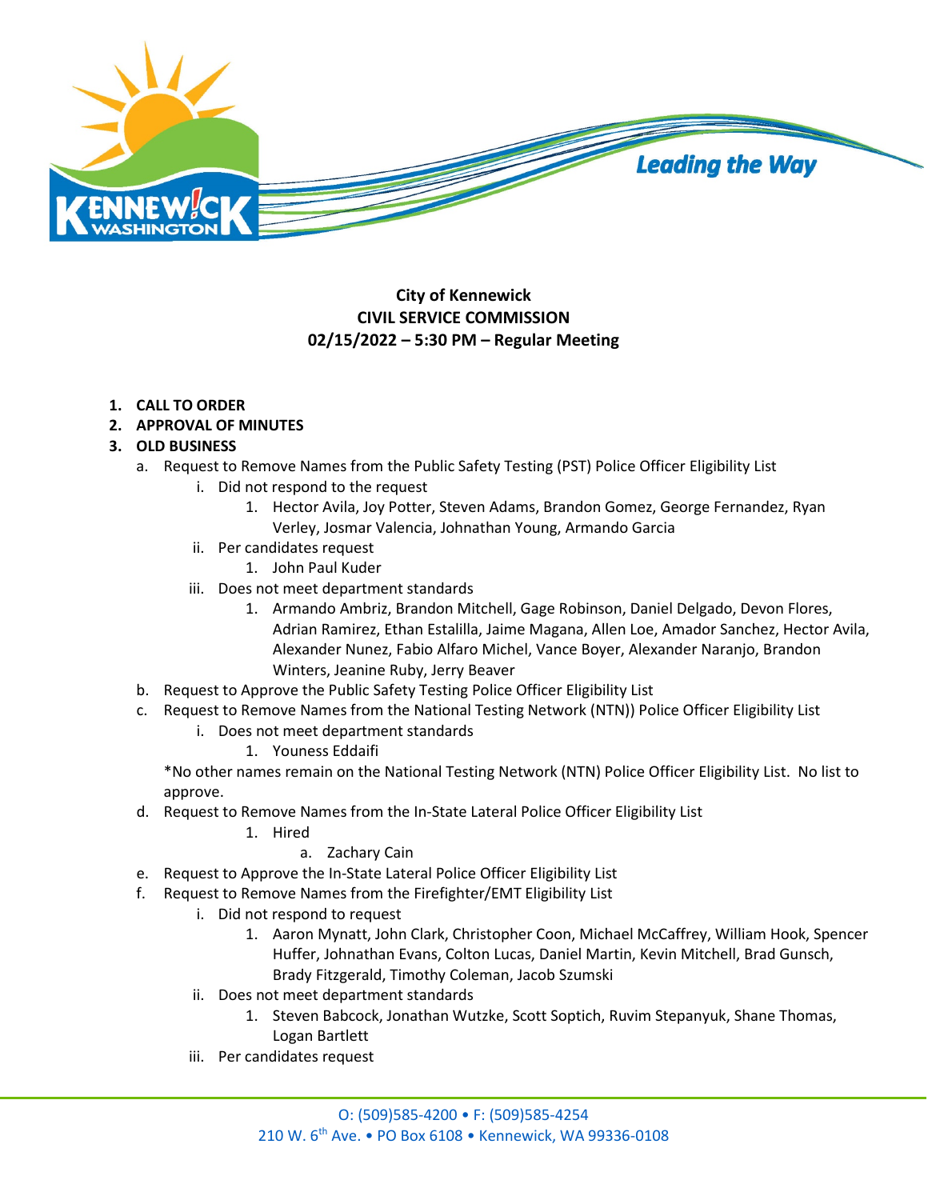**City of Kennewick**
**CIVIL SERVICE COMMISSION**
**02/15/2022 – 5:30 PM – Regular Meeting**

1. **CALL TO ORDER**
2. **APPROVAL OF MINUTES**
3. **OLD BUSINESS**
   a. Request to Remove Names from the Public Safety Testing (PST) Police Officer Eligibility List
      i. Did not respond to the request
         1. Hector Avila, Joy Potter, Steven Adams, Brandon Gomez, George Fernandez, Ryan Verley, Josmar Valencia, Johnathan Young, Armando Garcia
      ii. Per candidates request
         1. John Paul Kuder
      iii. Does not meet department standards
         1. Armando Ambriz, Brandon Mitchell, Gage Robinson, Daniel Delgado, Devon Flores, Adrian Ramirez, Ethan Estalilla, Jaime Magana, Allen Loe, Amador Sanchez, Hector Avila, Alexander Nunez, Fabio Alfaro Michel, Vance Boyer, Alexander Naranjo, Brandon Winters, Jeanine Ruby, Jerry Beaver

   b. Request to Approve the Public Safety Testing Police Officer Eligibility List
   c. Request to Remove Names from the National Testing Network (NTN)) Police Officer Eligibility List
      i. Does not meet department standards
         1. Youness Eddaifi

      *No other names remain on the National Testing Network (NTN) Police Officer Eligibility List. No list to approve.

   d. Request to Remove Names from the In-State Lateral Police Officer Eligibility List
         1. Hired
            a. Zachary Cain

   e. Request to Approve the In-State Lateral Police Officer Eligibility List
   f. Request to Remove Names from the Firefighter/EMT Eligibility List
      i. Did not respond to request
         1. Aaron Mynatt, John Clark, Christopher Coon, Michael McCaffrey, William Hook, Spencer Huffer, Johnathan Evans, Colton Lucas, Daniel Martin, Kevin Mitchell, Brad Gunsch, Brady Fitzgerald, Timothy Coleman, Jacob Szumski
      ii. Does not meet department standards
         1. Steven Babcock, Jonathan Wutzke, Scott Soptich, Ruvim Stepanyuk, Shane Thomas, Logan Bartlett
      iii. Per candidates request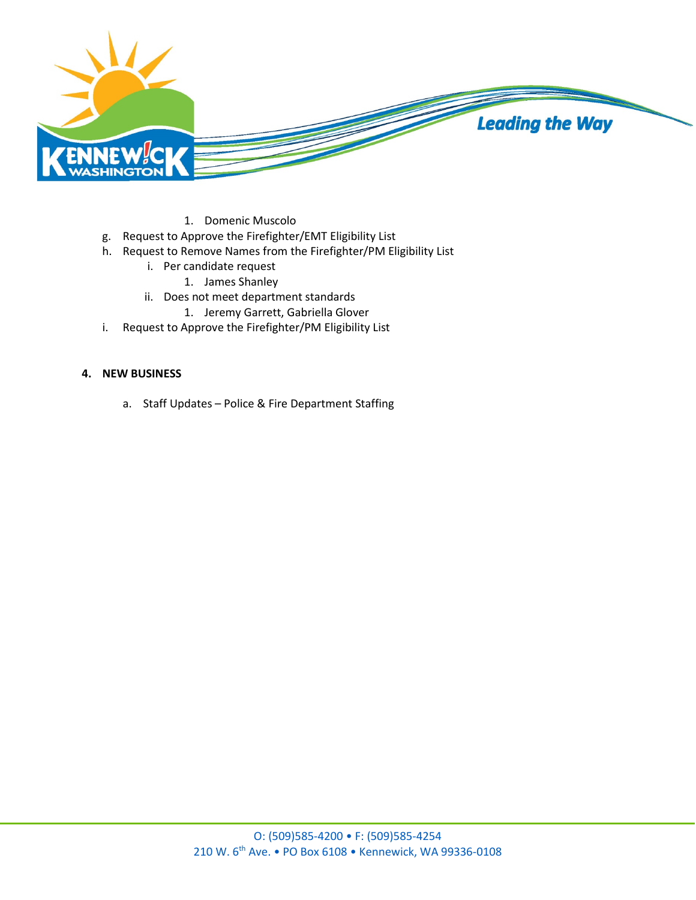1. Domenic Muscolo

g. Request to Approve the Firefighter/EMT Eligibility List

h. Request to Remove Names from the Firefighter/PM Eligibility List
   - i. Per candidate request
     1. James Shanley
   - ii. Does not meet department standards
     1. Jeremy Garrett, Gabriella Glover

i. Request to Approve the Firefighter/PM Eligibility List

**4. NEW BUSINESS**

a. Staff Updates – Police & Fire Department Staffing